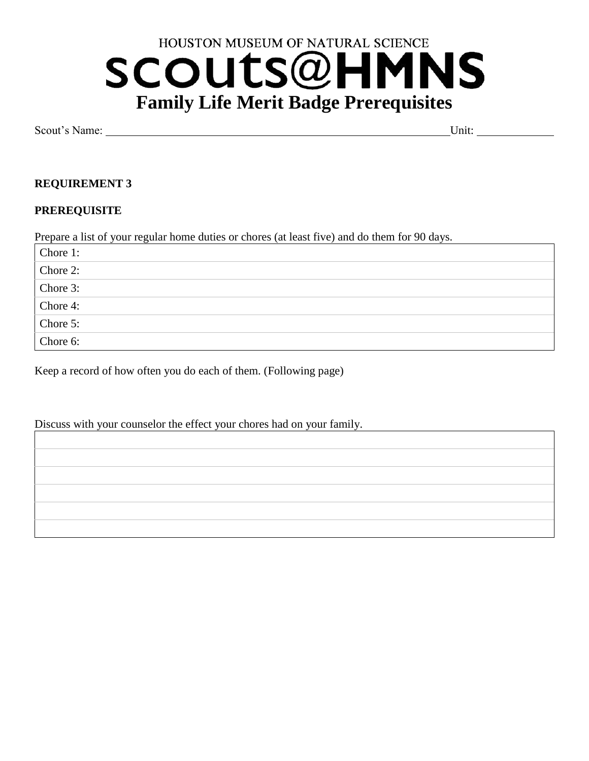HOUSTON MUSEUM OF NATURAL SCIENCE

# scouts@HMNS

# Family Life Merit Badge Prerequisites

Scout's Name: ______________________________________________ Unit: __________

**REQUIREMENT 3**

**PREREQUISITE**

Prepare a list of your regular home duties or chores (at least five) and do them for 90 days.

| Chore 1: |
|---|
| Chore 2: |
| Chore 3: |
| Chore 4: |
| Chore 5: |
| Chore 6: |

Keep a record of how often you do each of them. (Following page)

Discuss with your counselor the effect your chores had on your family.

| |
|---|
| |
| |
| |
| |
| |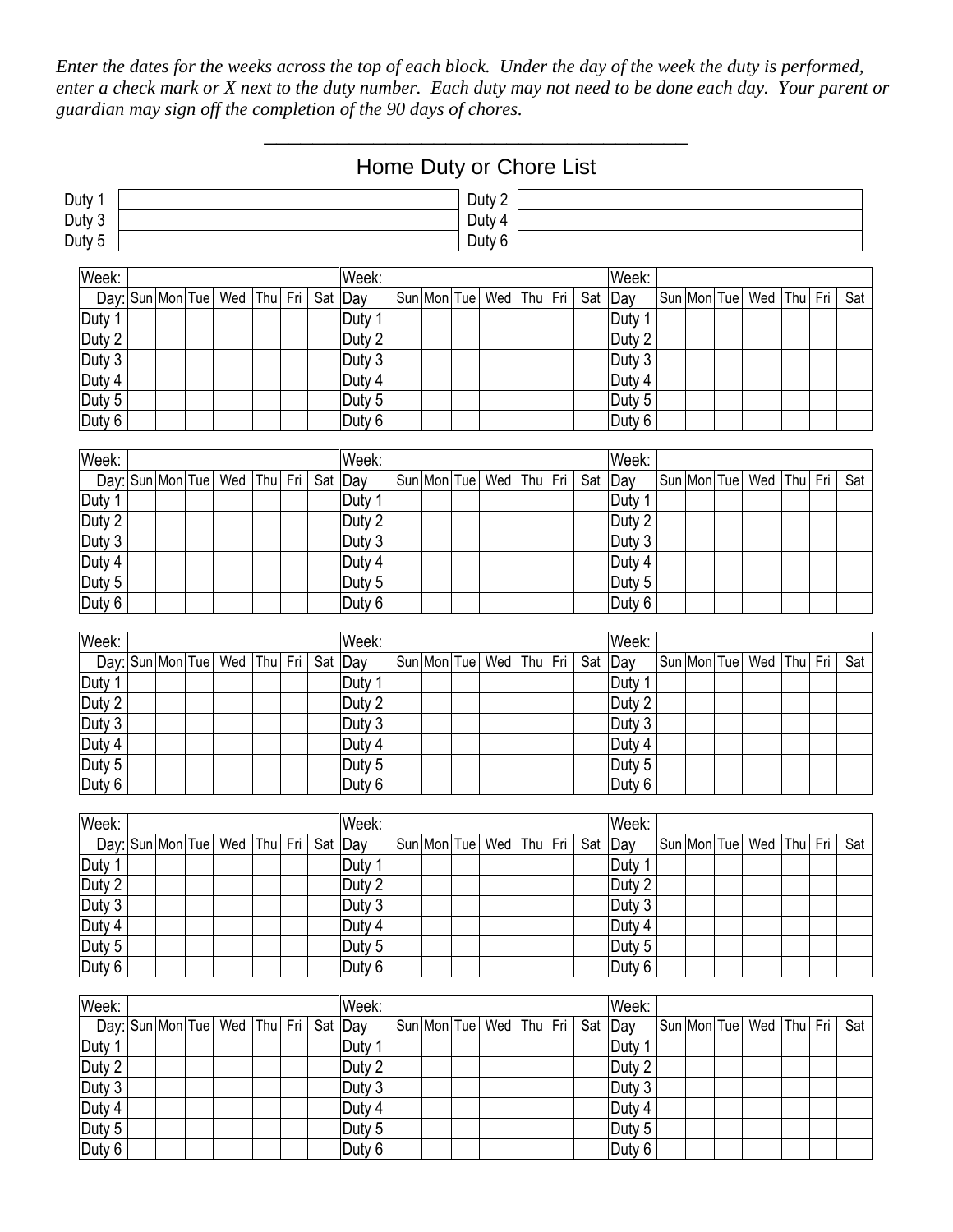*Enter the dates for the weeks across the top of each block. Under the day of the week the duty is performed, enter a check mark or X next to the duty number. Each duty may not need to be done each day. Your parent or guardian may sign off the completion of the 90 days of chores.*

\_\_\_\_\_\_\_\_\_\_\_\_\_\_\_\_\_\_\_\_\_\_\_\_\_\_\_\_\_\_\_\_\_\_\_\_\_\_\_\_

## Home Duty or Chore List

| | | | |
|---|---|---|---|
| Duty 1 | | Duty 2 | |
| Duty 3 | | Duty 4 | |
| Duty 5 | | Duty 6 | |

| Week: | | | | | | | | Week: | | | | | | | | Week: | | | | | | | |
|---|---|---|---|---|---|---|---|---|---|---|---|---|---|---|---|---|---|---|---|---|---|---|---|
| Day: | Sun | Mon | Tue | Wed | Thu | Fri | Sat | Day | Sun | Mon | Tue | Wed | Thu | Fri | Sat | Day | Sun | Mon | Tue | Wed | Thu | Fri | Sat |
| Duty 1 | | | | | | | | Duty 1 | | | | | | | | Duty 1 | | | | | | | |
| Duty 2 | | | | | | | | Duty 2 | | | | | | | | Duty 2 | | | | | | | |
| Duty 3 | | | | | | | | Duty 3 | | | | | | | | Duty 3 | | | | | | | |
| Duty 4 | | | | | | | | Duty 4 | | | | | | | | Duty 4 | | | | | | | |
| Duty 5 | | | | | | | | Duty 5 | | | | | | | | Duty 5 | | | | | | | |
| Duty 6 | | | | | | | | Duty 6 | | | | | | | | Duty 6 | | | | | | | |

| Week: | | | | | | | | Week: | | | | | | | | Week: | | | | | | | |
|---|---|---|---|---|---|---|---|---|---|---|---|---|---|---|---|---|---|---|---|---|---|---|---|
| Day: | Sun | Mon | Tue | Wed | Thu | Fri | Sat | Day | Sun | Mon | Tue | Wed | Thu | Fri | Sat | Day | Sun | Mon | Tue | Wed | Thu | Fri | Sat |
| Duty 1 | | | | | | | | Duty 1 | | | | | | | | Duty 1 | | | | | | | |
| Duty 2 | | | | | | | | Duty 2 | | | | | | | | Duty 2 | | | | | | | |
| Duty 3 | | | | | | | | Duty 3 | | | | | | | | Duty 3 | | | | | | | |
| Duty 4 | | | | | | | | Duty 4 | | | | | | | | Duty 4 | | | | | | | |
| Duty 5 | | | | | | | | Duty 5 | | | | | | | | Duty 5 | | | | | | | |
| Duty 6 | | | | | | | | Duty 6 | | | | | | | | Duty 6 | | | | | | | |

| Week: | | | | | | | | Week: | | | | | | | | Week: | | | | | | | |
|---|---|---|---|---|---|---|---|---|---|---|---|---|---|---|---|---|---|---|---|---|---|---|---|
| Day: | Sun | Mon | Tue | Wed | Thu | Fri | Sat | Day | Sun | Mon | Tue | Wed | Thu | Fri | Sat | Day | Sun | Mon | Tue | Wed | Thu | Fri | Sat |
| Duty 1 | | | | | | | | Duty 1 | | | | | | | | Duty 1 | | | | | | | |
| Duty 2 | | | | | | | | Duty 2 | | | | | | | | Duty 2 | | | | | | | |
| Duty 3 | | | | | | | | Duty 3 | | | | | | | | Duty 3 | | | | | | | |
| Duty 4 | | | | | | | | Duty 4 | | | | | | | | Duty 4 | | | | | | | |
| Duty 5 | | | | | | | | Duty 5 | | | | | | | | Duty 5 | | | | | | | |
| Duty 6 | | | | | | | | Duty 6 | | | | | | | | Duty 6 | | | | | | | |

| Week: | | | | | | | | Week: | | | | | | | | Week: | | | | | | | |
|---|---|---|---|---|---|---|---|---|---|---|---|---|---|---|---|---|---|---|---|---|---|---|---|
| Day: | Sun | Mon | Tue | Wed | Thu | Fri | Sat | Day | Sun | Mon | Tue | Wed | Thu | Fri | Sat | Day | Sun | Mon | Tue | Wed | Thu | Fri | Sat |
| Duty 1 | | | | | | | | Duty 1 | | | | | | | | Duty 1 | | | | | | | |
| Duty 2 | | | | | | | | Duty 2 | | | | | | | | Duty 2 | | | | | | | |
| Duty 3 | | | | | | | | Duty 3 | | | | | | | | Duty 3 | | | | | | | |
| Duty 4 | | | | | | | | Duty 4 | | | | | | | | Duty 4 | | | | | | | |
| Duty 5 | | | | | | | | Duty 5 | | | | | | | | Duty 5 | | | | | | | |
| Duty 6 | | | | | | | | Duty 6 | | | | | | | | Duty 6 | | | | | | | |

| Week: | | | | | | | | Week: | | | | | | | | Week: | | | | | | | |
|---|---|---|---|---|---|---|---|---|---|---|---|---|---|---|---|---|---|---|---|---|---|---|---|
| Day: | Sun | Mon | Tue | Wed | Thu | Fri | Sat | Day | Sun | Mon | Tue | Wed | Thu | Fri | Sat | Day | Sun | Mon | Tue | Wed | Thu | Fri | Sat |
| Duty 1 | | | | | | | | Duty 1 | | | | | | | | Duty 1 | | | | | | | |
| Duty 2 | | | | | | | | Duty 2 | | | | | | | | Duty 2 | | | | | | | |
| Duty 3 | | | | | | | | Duty 3 | | | | | | | | Duty 3 | | | | | | | |
| Duty 4 | | | | | | | | Duty 4 | | | | | | | | Duty 4 | | | | | | | |
| Duty 5 | | | | | | | | Duty 5 | | | | | | | | Duty 5 | | | | | | | |
| Duty 6 | | | | | | | | Duty 6 | | | | | | | | Duty 6 | | | | | | | |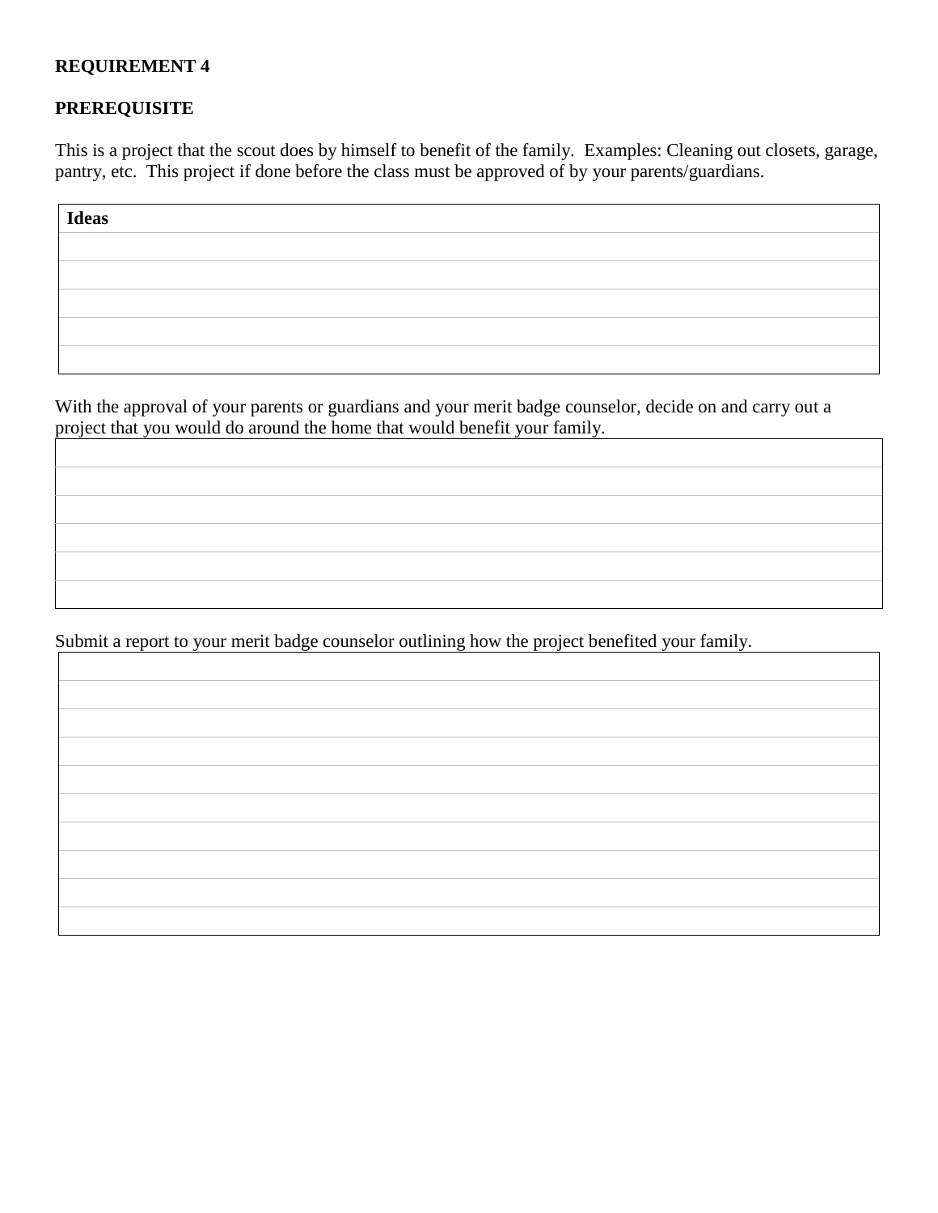**REQUIREMENT 4**

**PREREQUISITE**

This is a project that the scout does by himself to benefit of the family. Examples: Cleaning out closets, garage, pantry, etc. This project if done before the class must be approved of by your parents/guardians.

| **Ideas** |
|---|
| |
| |
| |
| |
| |

With the approval of your parents or guardians and your merit badge counselor, decide on and carry out a project that you would do around the home that would benefit your family.

| |
|---|
| |
| |
| |
| |
| |

Submit a report to your merit badge counselor outlining how the project benefited your family.

| |
|---|
| |
| |
| |
| |
| |
| |
| |
| |
| |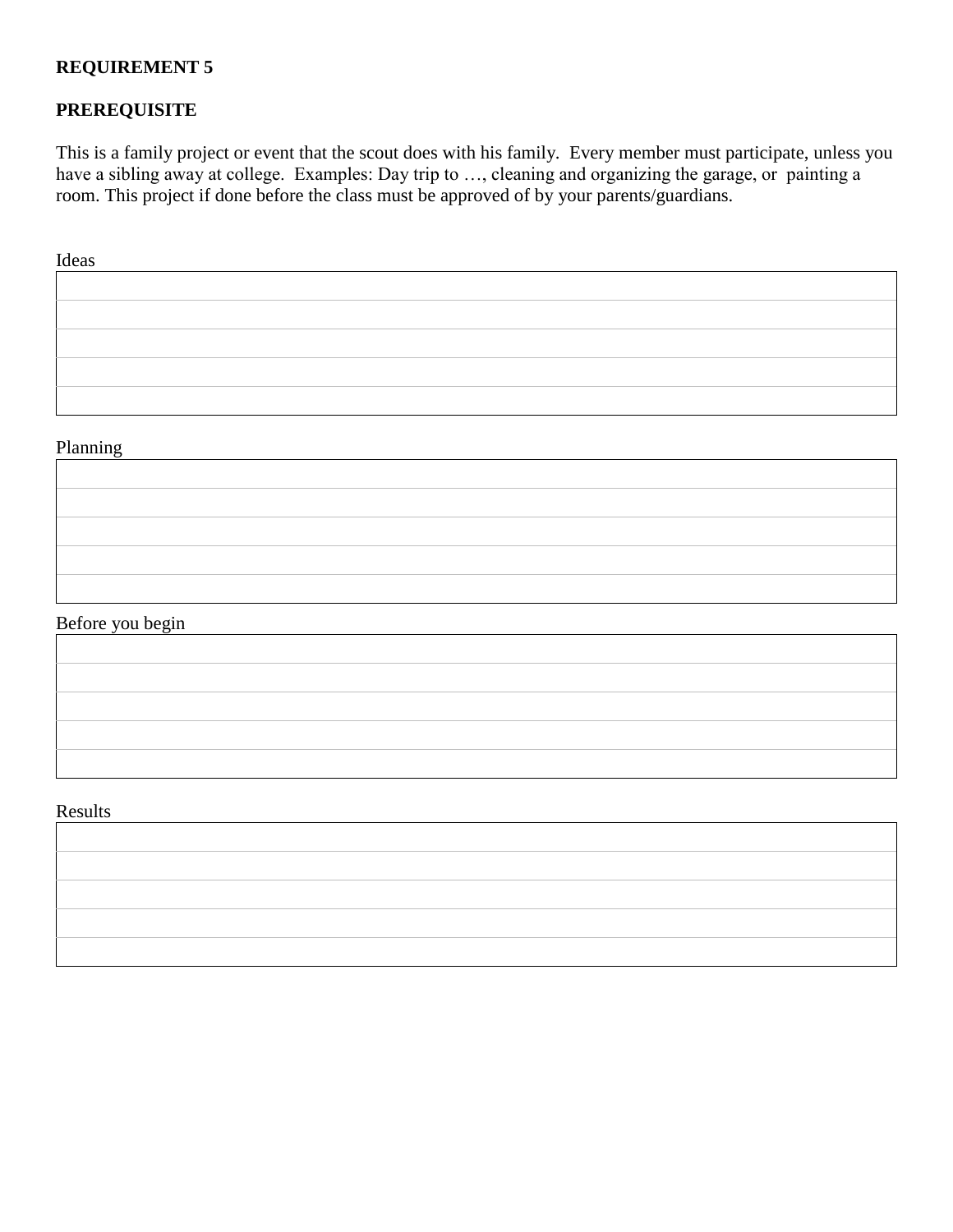**REQUIREMENT 5**

**PREREQUISITE**

This is a family project or event that the scout does with his family. Every member must participate, unless you have a sibling away at college. Examples: Day trip to …, cleaning and organizing the garage, or painting a room. This project if done before the class must be approved of by your parents/guardians.

Ideas

|   |
|---|
|   |
|   |
|   |
|   |
|   |

Planning

|   |
|---|
|   |
|   |
|   |
|   |
|   |

Before you begin

|   |
|---|
|   |
|   |
|   |
|   |
|   |

Results

|   |
|---|
|   |
|   |
|   |
|   |
|   |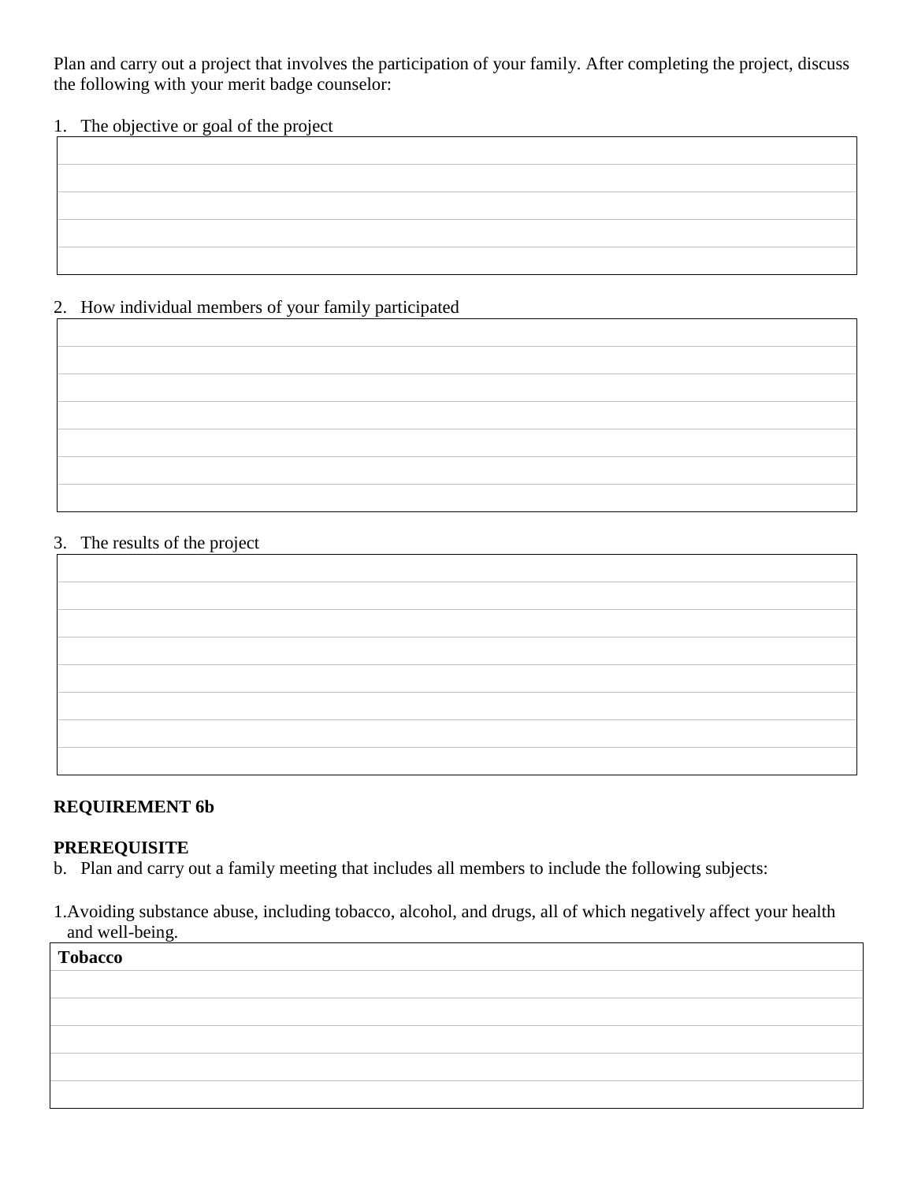Plan and carry out a project that involves the participation of your family. After completing the project, discuss the following with your merit badge counselor:

1. The objective or goal of the project

| |
|---|
| |
| |
| |
| |

2. How individual members of your family participated

| |
|---|
| |
| |
| |
| |
| |
| |

3. The results of the project

| |
|---|
| |
| |
| |
| |
| |
| |
| |

**REQUIREMENT 6b**

**PREREQUISITE**

b. Plan and carry out a family meeting that includes all members to include the following subjects:

1. Avoiding substance abuse, including tobacco, alcohol, and drugs, all of which negatively affect your health and well-being.

| **Tobacco** |
|---|
| |
| |
| |
| |
| |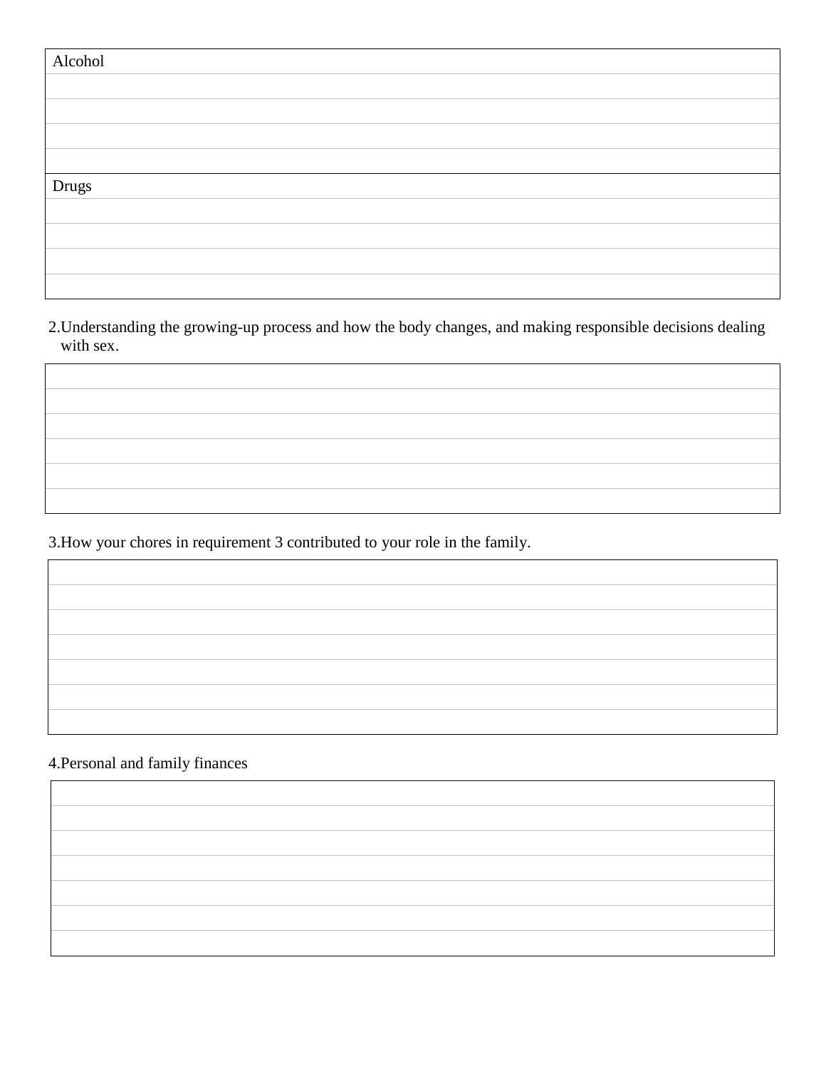| Alcohol |
| --- |
| |
| |
| |
| |

| Drugs |
| --- |
| |
| |
| |
| |

2. Understanding the growing-up process and how the body changes, and making responsible decisions dealing with sex.

| |
| --- |
| |
| |
| |
| |
| |

3. How your chores in requirement 3 contributed to your role in the family.

| |
| --- |
| |
| |
| |
| |
| |
| |

4. Personal and family finances

| |
| --- |
| |
| |
| |
| |
| |
| |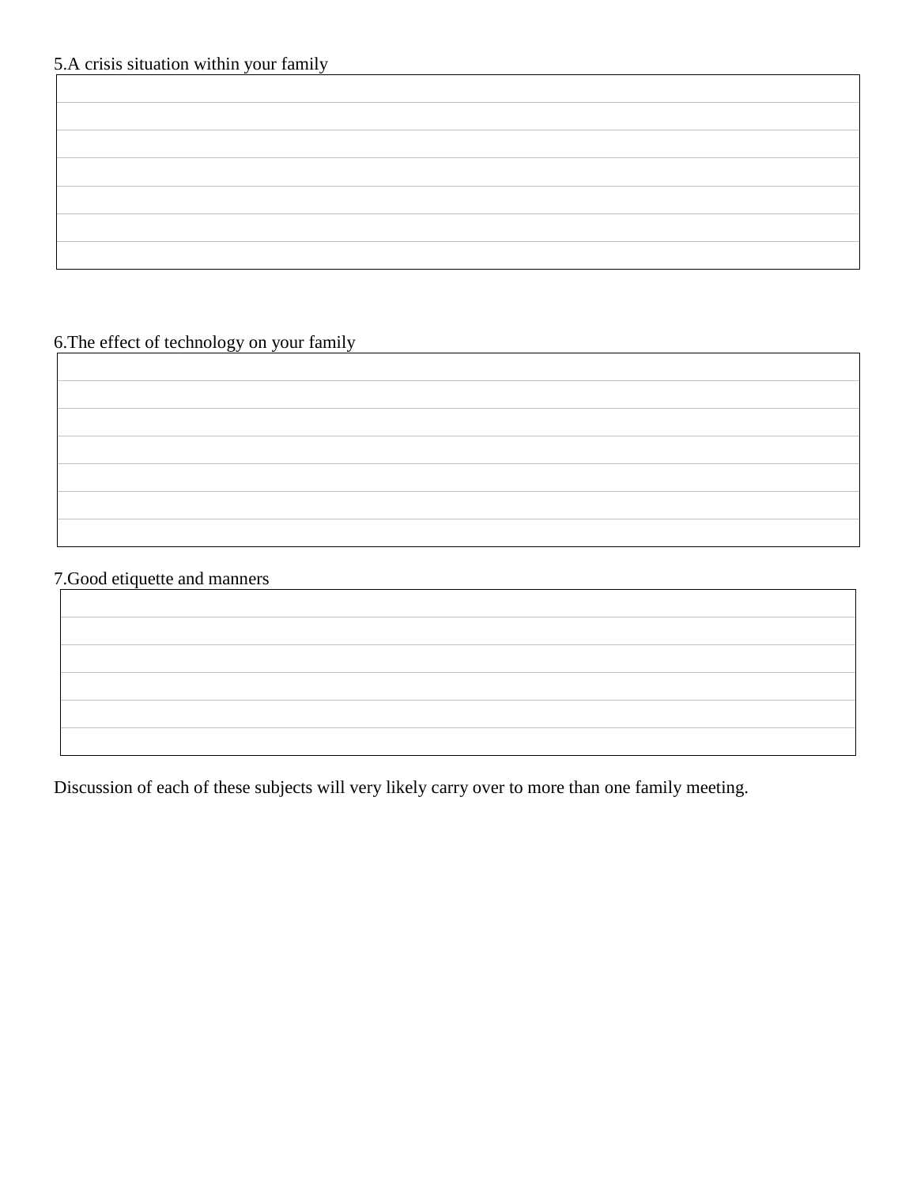5.A crisis situation within your family

| |
|---|
| |
| |
| |
| |
| |
| |

6.The effect of technology on your family

| |
|---|
| |
| |
| |
| |
| |
| |

7.Good etiquette and manners

| |
|---|
| |
| |
| |
| |
| |

Discussion of each of these subjects will very likely carry over to more than one family meeting.